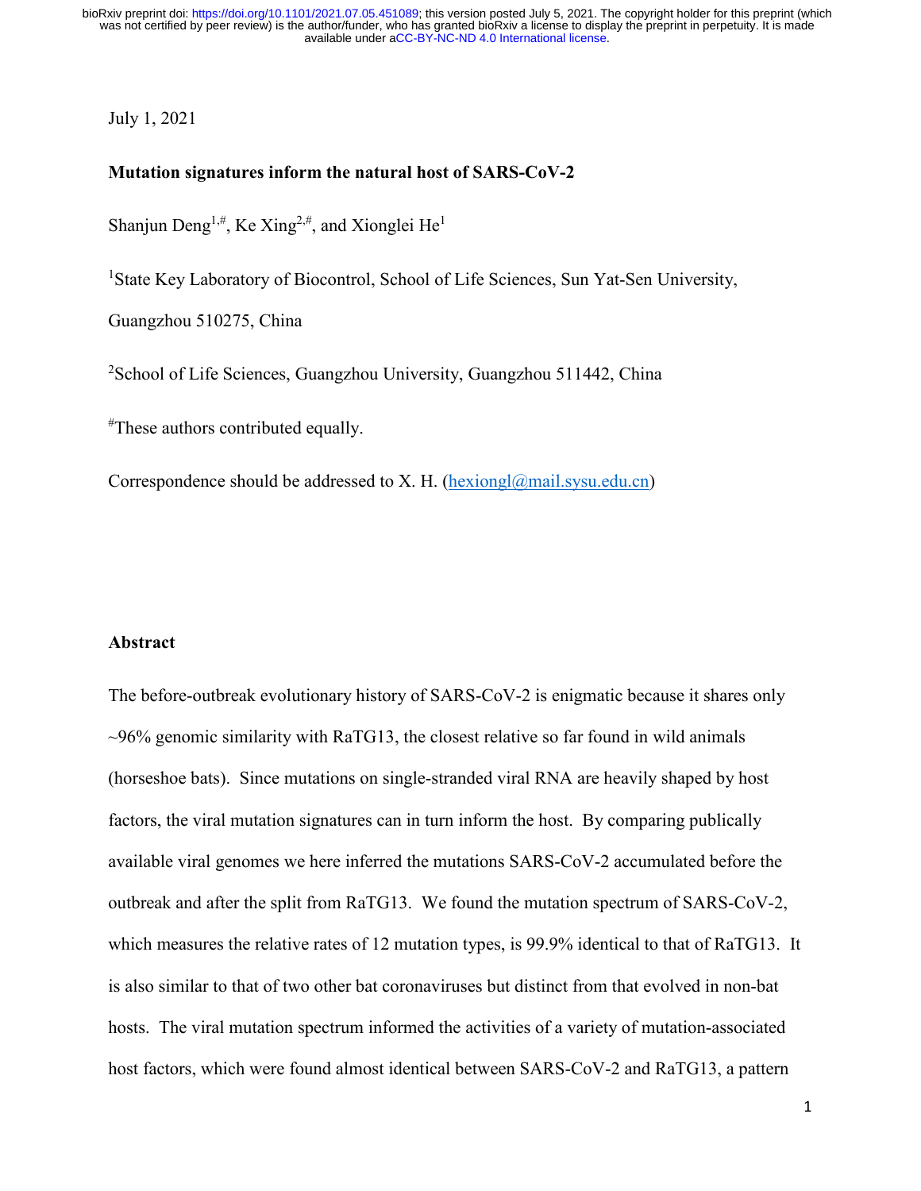July 1, 2021

**Mutation signatures inform the natural host of SARS-CoV-2**

Shanjun Deng[1,#], Ke Xing[2,#], and Xionglei He[1]

[1]State Key Laboratory of Biocontrol, School of Life Sciences, Sun Yat-Sen University, Guangzhou 510275, China

[2]School of Life Sciences, Guangzhou University, Guangzhou 511442, China

[#]These authors contributed equally.

Correspondence should be addressed to X. H. (hexiongl@mail.sysu.edu.cn)

## Abstract

The before-outbreak evolutionary history of SARS-CoV-2 is enigmatic because it shares only ~96% genomic similarity with RaTG13, the closest relative so far found in wild animals (horseshoe bats). Since mutations on single-stranded viral RNA are heavily shaped by host factors, the viral mutation signatures can in turn inform the host. By comparing publically available viral genomes we here inferred the mutations SARS-CoV-2 accumulated before the outbreak and after the split from RaTG13. We found the mutation spectrum of SARS-CoV-2, which measures the relative rates of 12 mutation types, is 99.9% identical to that of RaTG13. It is also similar to that of two other bat coronaviruses but distinct from that evolved in non-bat hosts. The viral mutation spectrum informed the activities of a variety of mutation-associated host factors, which were found almost identical between SARS-CoV-2 and RaTG13, a pattern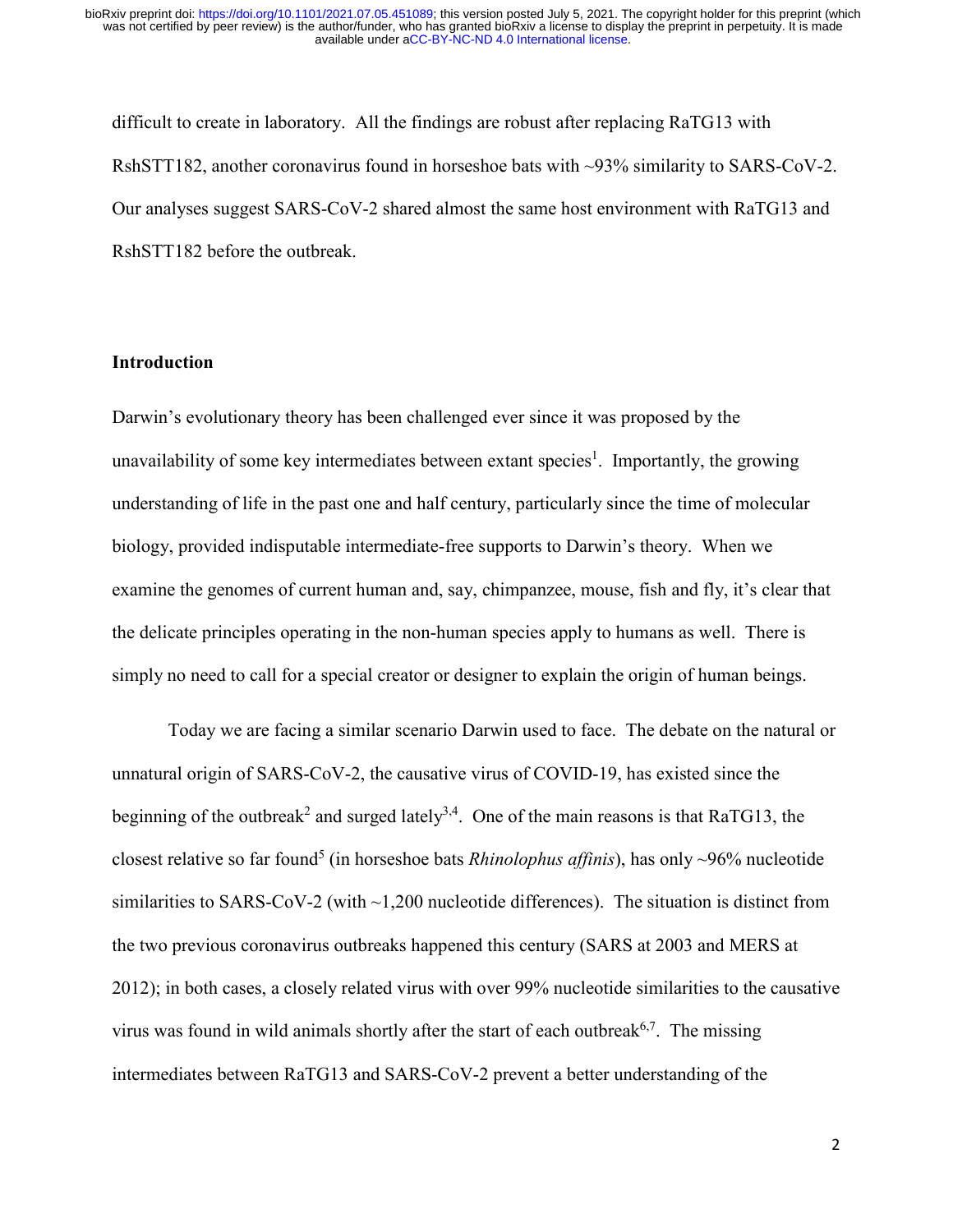difficult to create in laboratory. All the findings are robust after replacing RaTG13 with RshSTT182, another coronavirus found in horseshoe bats with ~93% similarity to SARS-CoV-2. Our analyses suggest SARS-CoV-2 shared almost the same host environment with RaTG13 and RshSTT182 before the outbreak.

## Introduction

Darwin's evolutionary theory has been challenged ever since it was proposed by the unavailability of some key intermediates between extant species[1]. Importantly, the growing understanding of life in the past one and half century, particularly since the time of molecular biology, provided indisputable intermediate-free supports to Darwin's theory. When we examine the genomes of current human and, say, chimpanzee, mouse, fish and fly, it's clear that the delicate principles operating in the non-human species apply to humans as well. There is simply no need to call for a special creator or designer to explain the origin of human beings.

Today we are facing a similar scenario Darwin used to face. The debate on the natural or unnatural origin of SARS-CoV-2, the causative virus of COVID-19, has existed since the beginning of the outbreak[2] and surged lately[3,4]. One of the main reasons is that RaTG13, the closest relative so far found[5] (in horseshoe bats *Rhinolophus affinis*), has only ~96% nucleotide similarities to SARS-CoV-2 (with ~1,200 nucleotide differences). The situation is distinct from the two previous coronavirus outbreaks happened this century (SARS at 2003 and MERS at 2012); in both cases, a closely related virus with over 99% nucleotide similarities to the causative virus was found in wild animals shortly after the start of each outbreak[6,7]. The missing intermediates between RaTG13 and SARS-CoV-2 prevent a better understanding of the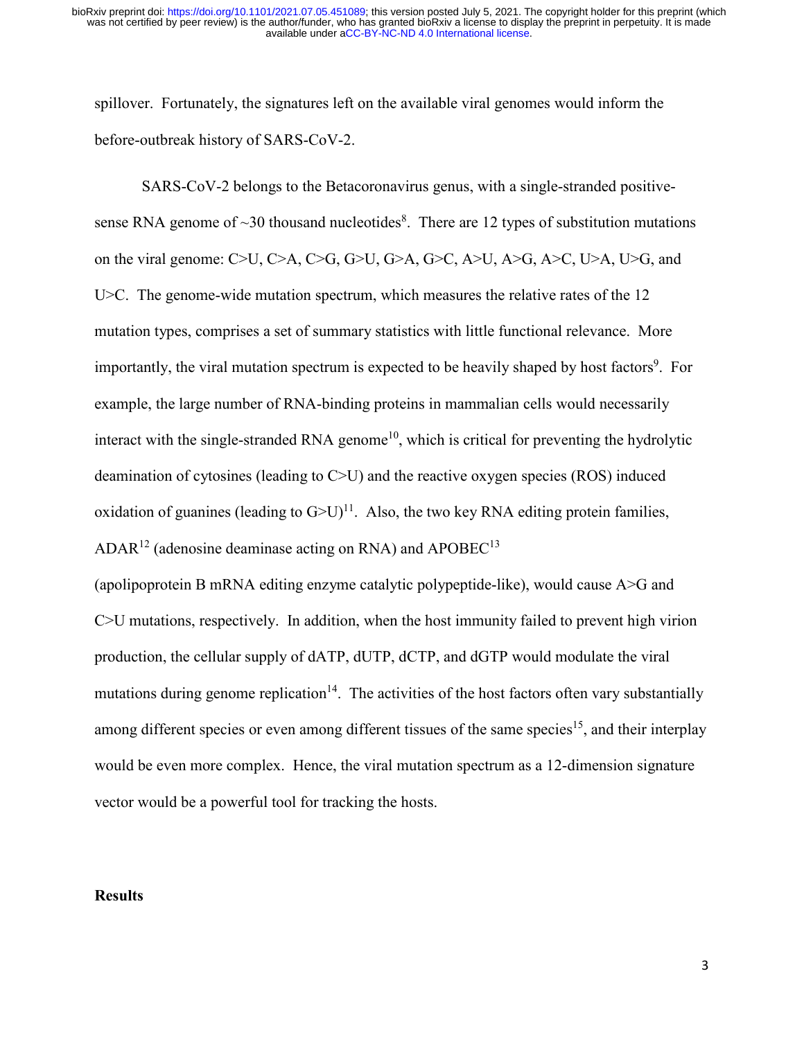spillover. Fortunately, the signatures left on the available viral genomes would inform the before-outbreak history of SARS-CoV-2.

SARS-CoV-2 belongs to the Betacoronavirus genus, with a single-stranded positive-sense RNA genome of ~30 thousand nucleotides[8]. There are 12 types of substitution mutations on the viral genome: C>U, C>A, C>G, G>U, G>A, G>C, A>U, A>G, A>C, U>A, U>G, and U>C. The genome-wide mutation spectrum, which measures the relative rates of the 12 mutation types, comprises a set of summary statistics with little functional relevance. More importantly, the viral mutation spectrum is expected to be heavily shaped by host factors[9]. For example, the large number of RNA-binding proteins in mammalian cells would necessarily interact with the single-stranded RNA genome[10], which is critical for preventing the hydrolytic deamination of cytosines (leading to C>U) and the reactive oxygen species (ROS) induced oxidation of guanines (leading to G>U)[11]. Also, the two key RNA editing protein families, ADAR[12] (adenosine deaminase acting on RNA) and APOBEC[13] (apolipoprotein B mRNA editing enzyme catalytic polypeptide-like), would cause A>G and C>U mutations, respectively. In addition, when the host immunity failed to prevent high virion production, the cellular supply of dATP, dUTP, dCTP, and dGTP would modulate the viral mutations during genome replication[14]. The activities of the host factors often vary substantially among different species or even among different tissues of the same species[15], and their interplay would be even more complex. Hence, the viral mutation spectrum as a 12-dimension signature vector would be a powerful tool for tracking the hosts.

## Results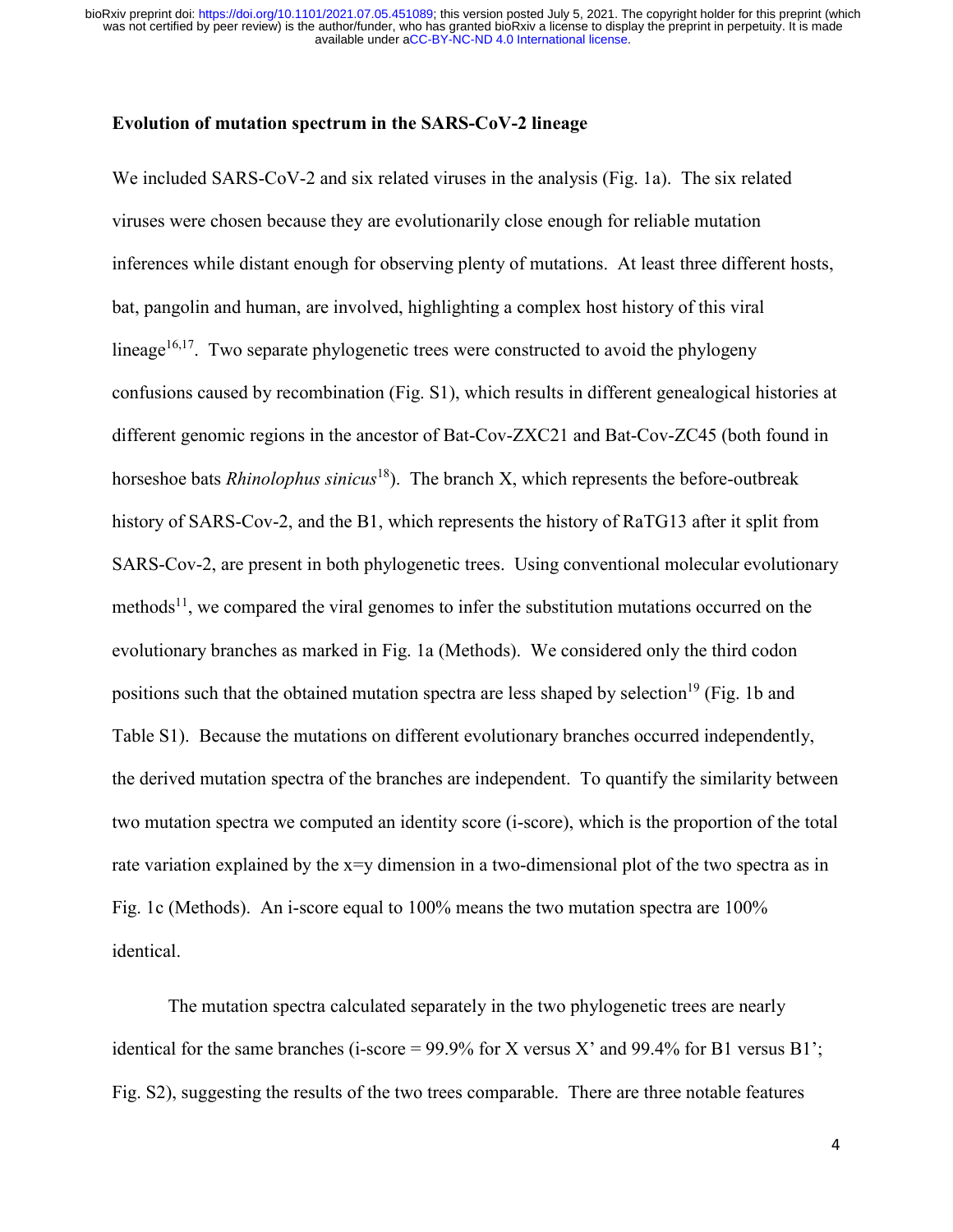### Evolution of mutation spectrum in the SARS-CoV-2 lineage

We included SARS-CoV-2 and six related viruses in the analysis (Fig. 1a). The six related viruses were chosen because they are evolutionarily close enough for reliable mutation inferences while distant enough for observing plenty of mutations. At least three different hosts, bat, pangolin and human, are involved, highlighting a complex host history of this viral lineage[16,17]. Two separate phylogenetic trees were constructed to avoid the phylogeny confusions caused by recombination (Fig. S1), which results in different genealogical histories at different genomic regions in the ancestor of Bat-Cov-ZXC21 and Bat-Cov-ZC45 (both found in horseshoe bats *Rhinolophus sinicus*[18]). The branch X, which represents the before-outbreak history of SARS-Cov-2, and the B1, which represents the history of RaTG13 after it split from SARS-Cov-2, are present in both phylogenetic trees. Using conventional molecular evolutionary methods[11], we compared the viral genomes to infer the substitution mutations occurred on the evolutionary branches as marked in Fig. 1a (Methods). We considered only the third codon positions such that the obtained mutation spectra are less shaped by selection[19] (Fig. 1b and Table S1). Because the mutations on different evolutionary branches occurred independently, the derived mutation spectra of the branches are independent. To quantify the similarity between two mutation spectra we computed an identity score (i-score), which is the proportion of the total rate variation explained by the x=y dimension in a two-dimensional plot of the two spectra as in Fig. 1c (Methods). An i-score equal to 100% means the two mutation spectra are 100% identical.

The mutation spectra calculated separately in the two phylogenetic trees are nearly identical for the same branches (i-score = 99.9% for X versus X' and 99.4% for B1 versus B1'; Fig. S2), suggesting the results of the two trees comparable. There are three notable features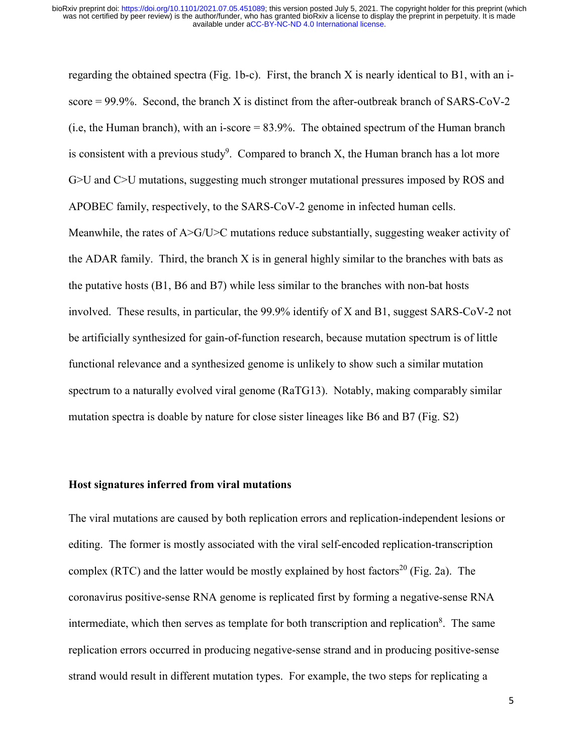regarding the obtained spectra (Fig. 1b-c). First, the branch X is nearly identical to B1, with an i-score = 99.9%. Second, the branch X is distinct from the after-outbreak branch of SARS-CoV-2 (i.e, the Human branch), with an i-score = 83.9%. The obtained spectrum of the Human branch is consistent with a previous study[9]. Compared to branch X, the Human branch has a lot more G>U and C>U mutations, suggesting much stronger mutational pressures imposed by ROS and APOBEC family, respectively, to the SARS-CoV-2 genome in infected human cells. Meanwhile, the rates of A>G/U>C mutations reduce substantially, suggesting weaker activity of the ADAR family. Third, the branch X is in general highly similar to the branches with bats as the putative hosts (B1, B6 and B7) while less similar to the branches with non-bat hosts involved. These results, in particular, the 99.9% identify of X and B1, suggest SARS-CoV-2 not be artificially synthesized for gain-of-function research, because mutation spectrum is of little functional relevance and a synthesized genome is unlikely to show such a similar mutation spectrum to a naturally evolved viral genome (RaTG13). Notably, making comparably similar mutation spectra is doable by nature for close sister lineages like B6 and B7 (Fig. S2)

## Host signatures inferred from viral mutations

The viral mutations are caused by both replication errors and replication-independent lesions or editing. The former is mostly associated with the viral self-encoded replication-transcription complex (RTC) and the latter would be mostly explained by host factors[20] (Fig. 2a). The coronavirus positive-sense RNA genome is replicated first by forming a negative-sense RNA intermediate, which then serves as template for both transcription and replication[8]. The same replication errors occurred in producing negative-sense strand and in producing positive-sense strand would result in different mutation types. For example, the two steps for replicating a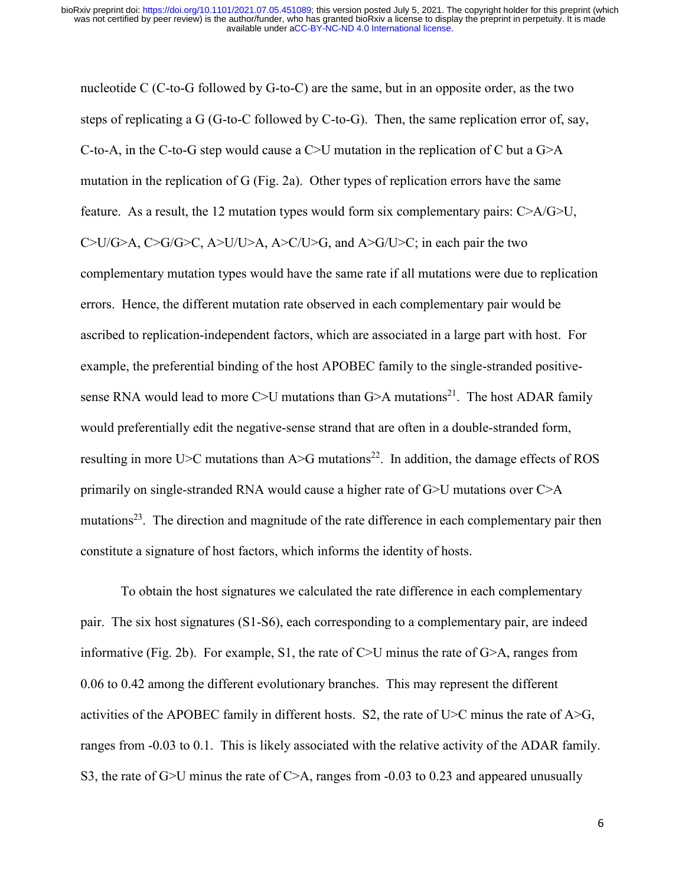nucleotide C (C-to-G followed by G-to-C) are the same, but in an opposite order, as the two steps of replicating a G (G-to-C followed by C-to-G). Then, the same replication error of, say, C-to-A, in the C-to-G step would cause a C>U mutation in the replication of C but a G>A mutation in the replication of G (Fig. 2a). Other types of replication errors have the same feature. As a result, the 12 mutation types would form six complementary pairs: C>A/G>U, C>U/G>A, C>G/G>C, A>U/U>A, A>C/U>G, and A>G/U>C; in each pair the two complementary mutation types would have the same rate if all mutations were due to replication errors. Hence, the different mutation rate observed in each complementary pair would be ascribed to replication-independent factors, which are associated in a large part with host. For example, the preferential binding of the host APOBEC family to the single-stranded positive-sense RNA would lead to more C>U mutations than G>A mutations[21]. The host ADAR family would preferentially edit the negative-sense strand that are often in a double-stranded form, resulting in more U>C mutations than A>G mutations[22]. In addition, the damage effects of ROS primarily on single-stranded RNA would cause a higher rate of G>U mutations over C>A mutations[23]. The direction and magnitude of the rate difference in each complementary pair then constitute a signature of host factors, which informs the identity of hosts.

To obtain the host signatures we calculated the rate difference in each complementary pair. The six host signatures (S1-S6), each corresponding to a complementary pair, are indeed informative (Fig. 2b). For example, S1, the rate of C>U minus the rate of G>A, ranges from 0.06 to 0.42 among the different evolutionary branches. This may represent the different activities of the APOBEC family in different hosts. S2, the rate of U>C minus the rate of A>G, ranges from -0.03 to 0.1. This is likely associated with the relative activity of the ADAR family. S3, the rate of G>U minus the rate of C>A, ranges from -0.03 to 0.23 and appeared unusually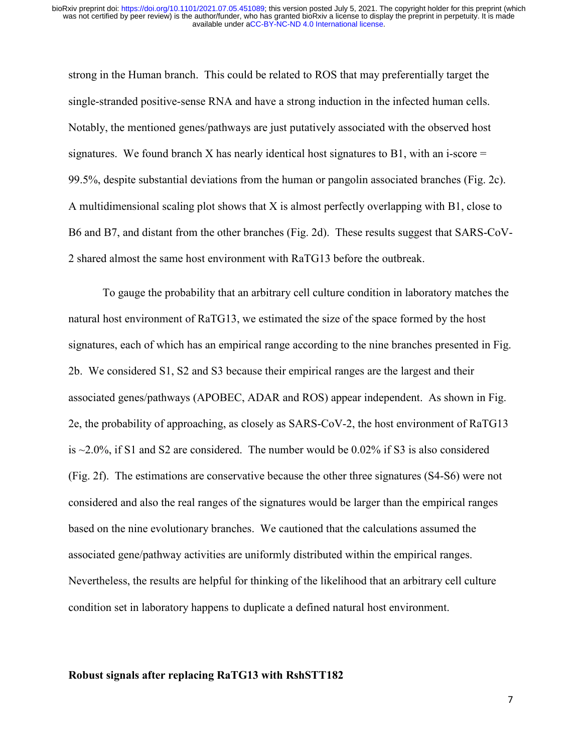strong in the Human branch. This could be related to ROS that may preferentially target the single-stranded positive-sense RNA and have a strong induction in the infected human cells. Notably, the mentioned genes/pathways are just putatively associated with the observed host signatures. We found branch X has nearly identical host signatures to B1, with an i-score = 99.5%, despite substantial deviations from the human or pangolin associated branches (Fig. 2c). A multidimensional scaling plot shows that X is almost perfectly overlapping with B1, close to B6 and B7, and distant from the other branches (Fig. 2d). These results suggest that SARS-CoV-2 shared almost the same host environment with RaTG13 before the outbreak.

To gauge the probability that an arbitrary cell culture condition in laboratory matches the natural host environment of RaTG13, we estimated the size of the space formed by the host signatures, each of which has an empirical range according to the nine branches presented in Fig. 2b. We considered S1, S2 and S3 because their empirical ranges are the largest and their associated genes/pathways (APOBEC, ADAR and ROS) appear independent. As shown in Fig. 2e, the probability of approaching, as closely as SARS-CoV-2, the host environment of RaTG13 is ~2.0%, if S1 and S2 are considered. The number would be 0.02% if S3 is also considered (Fig. 2f). The estimations are conservative because the other three signatures (S4-S6) were not considered and also the real ranges of the signatures would be larger than the empirical ranges based on the nine evolutionary branches. We cautioned that the calculations assumed the associated gene/pathway activities are uniformly distributed within the empirical ranges. Nevertheless, the results are helpful for thinking of the likelihood that an arbitrary cell culture condition set in laboratory happens to duplicate a defined natural host environment.

**Robust signals after replacing RaTG13 with RshSTT182**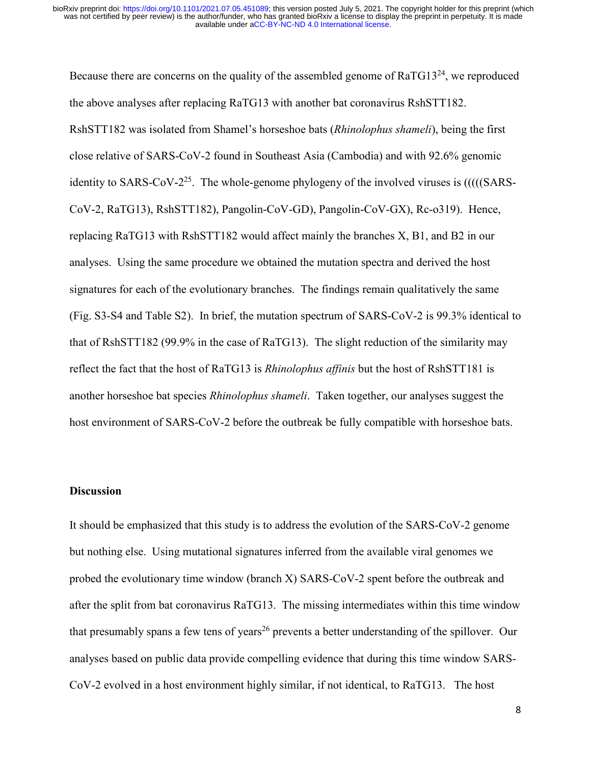Because there are concerns on the quality of the assembled genome of RaTG13[24], we reproduced the above analyses after replacing RaTG13 with another bat coronavirus RshSTT182. RshSTT182 was isolated from Shamel's horseshoe bats (*Rhinolophus shameli*), being the first close relative of SARS-CoV-2 found in Southeast Asia (Cambodia) and with 92.6% genomic identity to SARS-CoV-2[25]. The whole-genome phylogeny of the involved viruses is (((((SARS-CoV-2, RaTG13), RshSTT182), Pangolin-CoV-GD), Pangolin-CoV-GX), Rc-o319). Hence, replacing RaTG13 with RshSTT182 would affect mainly the branches X, B1, and B2 in our analyses. Using the same procedure we obtained the mutation spectra and derived the host signatures for each of the evolutionary branches. The findings remain qualitatively the same (Fig. S3-S4 and Table S2). In brief, the mutation spectrum of SARS-CoV-2 is 99.3% identical to that of RshSTT182 (99.9% in the case of RaTG13). The slight reduction of the similarity may reflect the fact that the host of RaTG13 is *Rhinolophus affinis* but the host of RshSTT181 is another horseshoe bat species *Rhinolophus shameli*. Taken together, our analyses suggest the host environment of SARS-CoV-2 before the outbreak be fully compatible with horseshoe bats.

## Discussion

It should be emphasized that this study is to address the evolution of the SARS-CoV-2 genome but nothing else. Using mutational signatures inferred from the available viral genomes we probed the evolutionary time window (branch X) SARS-CoV-2 spent before the outbreak and after the split from bat coronavirus RaTG13. The missing intermediates within this time window that presumably spans a few tens of years[26] prevents a better understanding of the spillover. Our analyses based on public data provide compelling evidence that during this time window SARS-CoV-2 evolved in a host environment highly similar, if not identical, to RaTG13. The host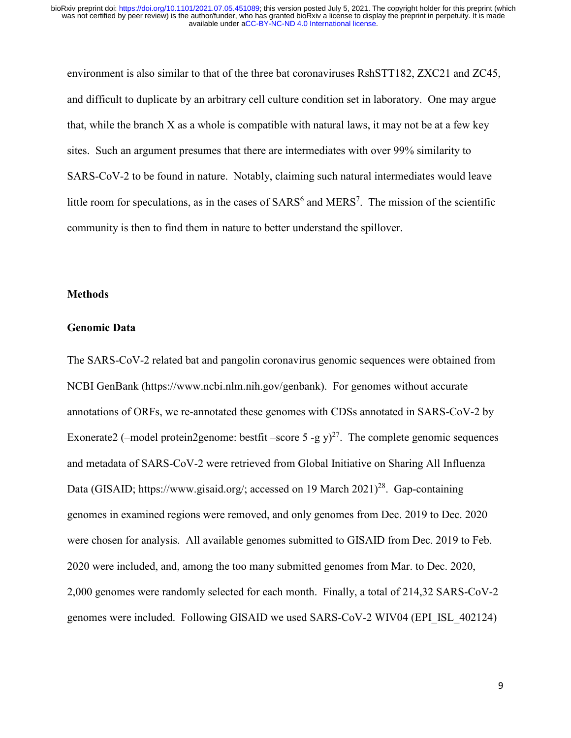environment is also similar to that of the three bat coronaviruses RshSTT182, ZXC21 and ZC45, and difficult to duplicate by an arbitrary cell culture condition set in laboratory. One may argue that, while the branch X as a whole is compatible with natural laws, it may not be at a few key sites. Such an argument presumes that there are intermediates with over 99% similarity to SARS-CoV-2 to be found in nature. Notably, claiming such natural intermediates would leave little room for speculations, as in the cases of SARS[6] and MERS[7]. The mission of the scientific community is then to find them in nature to better understand the spillover.

## Methods

### Genomic Data

The SARS-CoV-2 related bat and pangolin coronavirus genomic sequences were obtained from NCBI GenBank (https://www.ncbi.nlm.nih.gov/genbank). For genomes without accurate annotations of ORFs, we re-annotated these genomes with CDSs annotated in SARS-CoV-2 by Exonerate2 (–model protein2genome: bestfit –score 5 -g y)[27]. The complete genomic sequences and metadata of SARS-CoV-2 were retrieved from Global Initiative on Sharing All Influenza Data (GISAID; https://www.gisaid.org/; accessed on 19 March 2021)[28]. Gap-containing genomes in examined regions were removed, and only genomes from Dec. 2019 to Dec. 2020 were chosen for analysis. All available genomes submitted to GISAID from Dec. 2019 to Feb. 2020 were included, and, among the too many submitted genomes from Mar. to Dec. 2020, 2,000 genomes were randomly selected for each month. Finally, a total of 214,32 SARS-CoV-2 genomes were included. Following GISAID we used SARS-CoV-2 WIV04 (EPI_ISL_402124)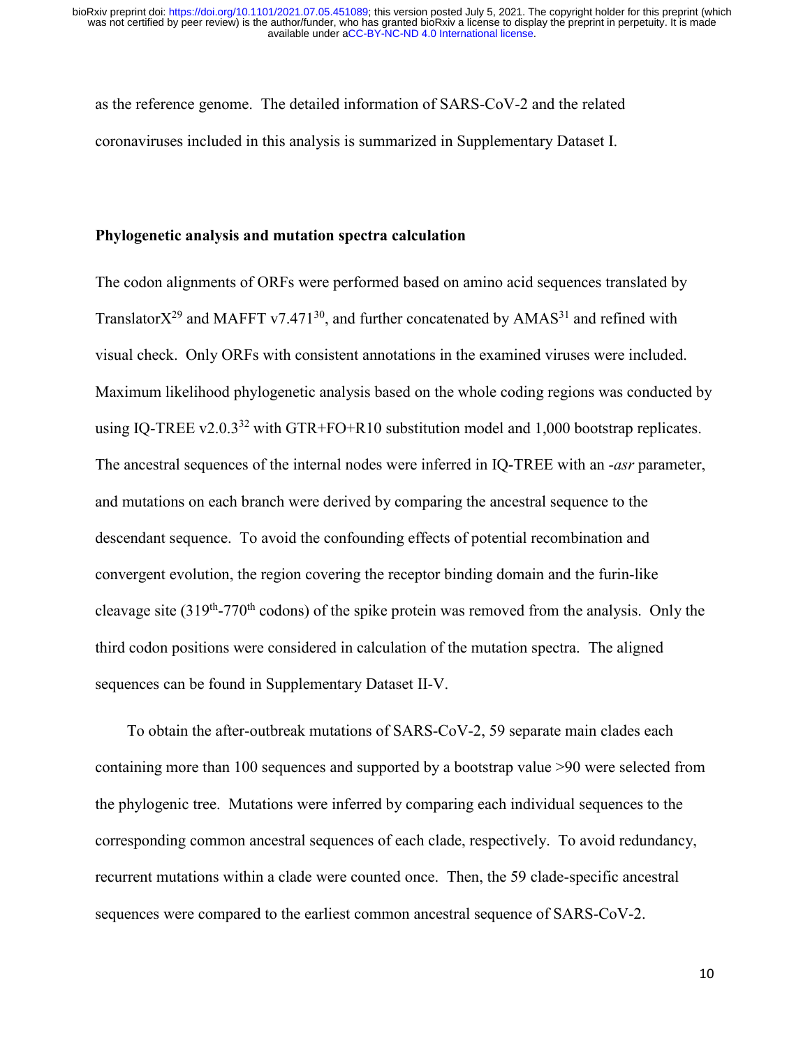as the reference genome. The detailed information of SARS-CoV-2 and the related coronaviruses included in this analysis is summarized in Supplementary Dataset I.

**Phylogenetic analysis and mutation spectra calculation**

The codon alignments of ORFs were performed based on amino acid sequences translated by TranslatorX[29] and MAFFT v7.471[30], and further concatenated by AMAS[31] and refined with visual check. Only ORFs with consistent annotations in the examined viruses were included. Maximum likelihood phylogenetic analysis based on the whole coding regions was conducted by using IQ-TREE v2.0.3[32] with GTR+FO+R10 substitution model and 1,000 bootstrap replicates. The ancestral sequences of the internal nodes were inferred in IQ-TREE with an *-asr* parameter, and mutations on each branch were derived by comparing the ancestral sequence to the descendant sequence. To avoid the confounding effects of potential recombination and convergent evolution, the region covering the receptor binding domain and the furin-like cleavage site (319$^{th}$-770$^{th}$ codons) of the spike protein was removed from the analysis. Only the third codon positions were considered in calculation of the mutation spectra. The aligned sequences can be found in Supplementary Dataset II-V.

To obtain the after-outbreak mutations of SARS-CoV-2, 59 separate main clades each containing more than 100 sequences and supported by a bootstrap value >90 were selected from the phylogenic tree. Mutations were inferred by comparing each individual sequences to the corresponding common ancestral sequences of each clade, respectively. To avoid redundancy, recurrent mutations within a clade were counted once. Then, the 59 clade-specific ancestral sequences were compared to the earliest common ancestral sequence of SARS-CoV-2.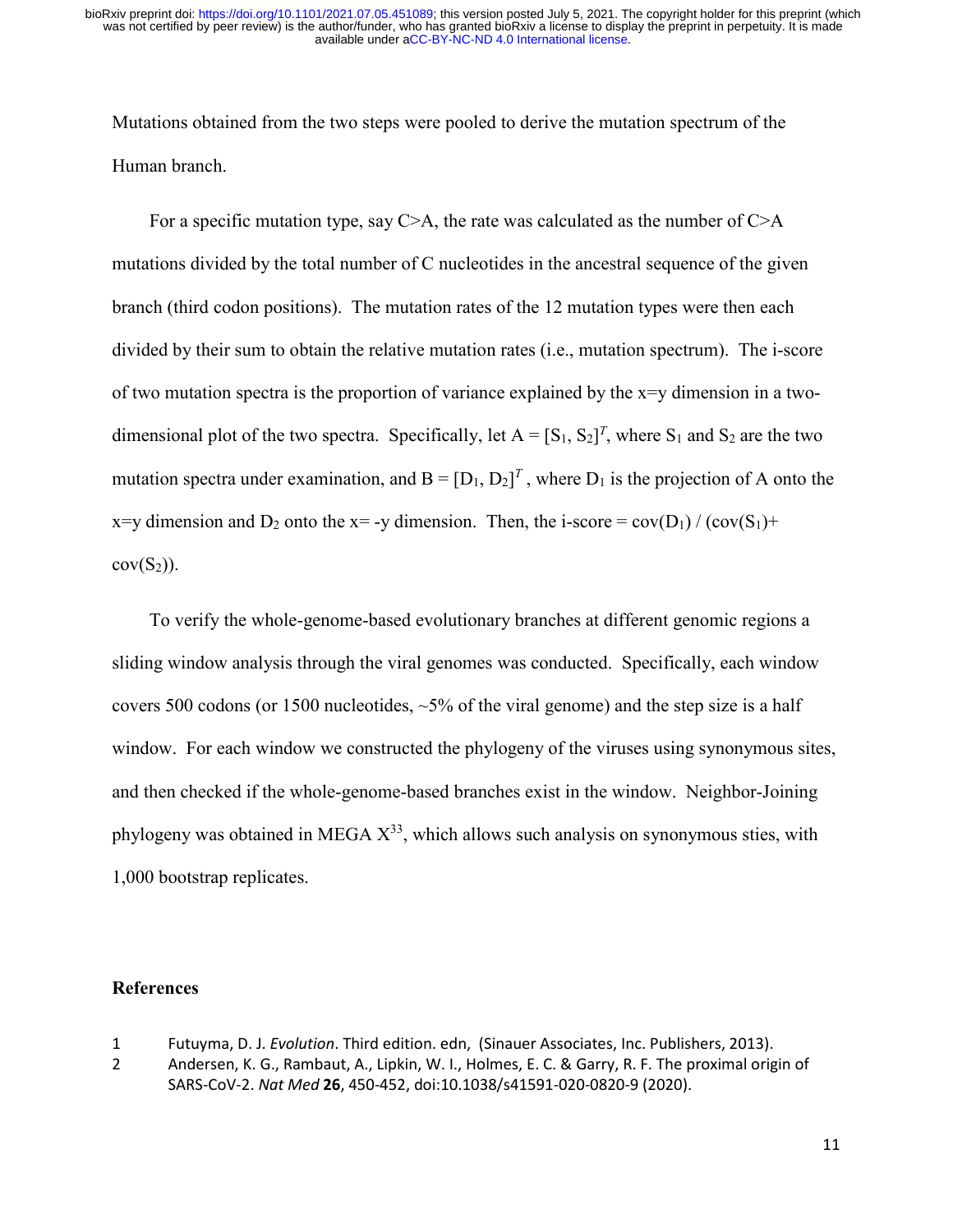Mutations obtained from the two steps were pooled to derive the mutation spectrum of the Human branch.

For a specific mutation type, say C>A, the rate was calculated as the number of C>A mutations divided by the total number of C nucleotides in the ancestral sequence of the given branch (third codon positions). The mutation rates of the 12 mutation types were then each divided by their sum to obtain the relative mutation rates (i.e., mutation spectrum). The i-score of two mutation spectra is the proportion of variance explained by the x=y dimension in a two-dimensional plot of the two spectra. Specifically, let $A = [S_1, S_2]^T$, where $S_1$ and $S_2$ are the two mutation spectra under examination, and $B = [D_1, D_2]^T$, where $D_1$ is the projection of A onto the x=y dimension and $D_2$ onto the x= -y dimension. Then, the i-score = $\mathrm{cov}(D_1) / (\mathrm{cov}(S_1)+ \mathrm{cov}(S_2))$.

To verify the whole-genome-based evolutionary branches at different genomic regions a sliding window analysis through the viral genomes was conducted. Specifically, each window covers 500 codons (or 1500 nucleotides, ~5% of the viral genome) and the step size is a half window. For each window we constructed the phylogeny of the viruses using synonymous sites, and then checked if the whole-genome-based branches exist in the window. Neighbor-Joining phylogeny was obtained in MEGA X[33], which allows such analysis on synonymous sties, with 1,000 bootstrap replicates.

## References

1. Futuyma, D. J. *Evolution*. Third edition. edn, (Sinauer Associates, Inc. Publishers, 2013).
2. Andersen, K. G., Rambaut, A., Lipkin, W. I., Holmes, E. C. & Garry, R. F. The proximal origin of SARS-CoV-2. *Nat Med* **26**, 450-452, doi:10.1038/s41591-020-0820-9 (2020).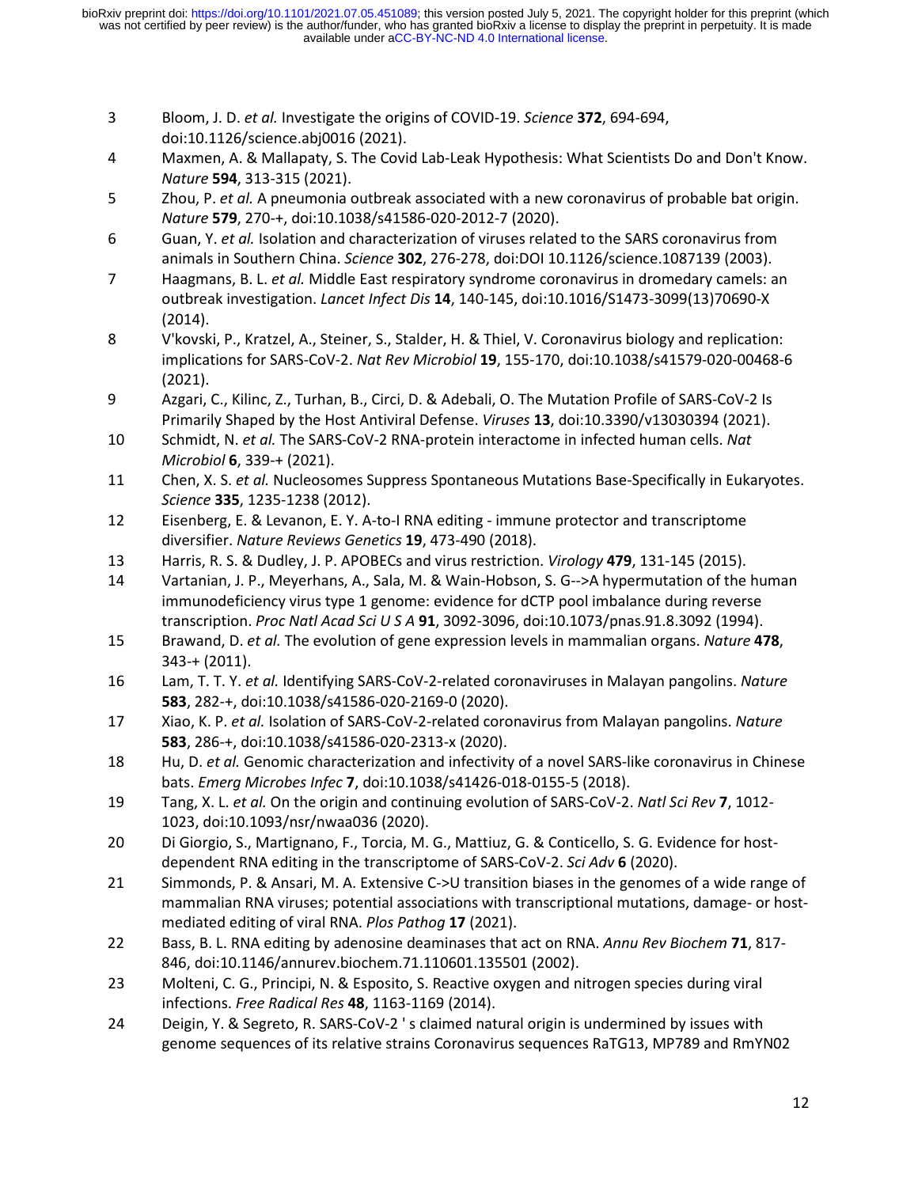3. Bloom, J. D. *et al.* Investigate the origins of COVID-19. *Science* **372**, 694-694, doi:10.1126/science.abj0016 (2021).
4. Maxmen, A. & Mallapaty, S. The Covid Lab-Leak Hypothesis: What Scientists Do and Don't Know. *Nature* **594**, 313-315 (2021).
5. Zhou, P. *et al.* A pneumonia outbreak associated with a new coronavirus of probable bat origin. *Nature* **579**, 270-+, doi:10.1038/s41586-020-2012-7 (2020).
6. Guan, Y. *et al.* Isolation and characterization of viruses related to the SARS coronavirus from animals in Southern China. *Science* **302**, 276-278, doi:DOI 10.1126/science.1087139 (2003).
7. Haagmans, B. L. *et al.* Middle East respiratory syndrome coronavirus in dromedary camels: an outbreak investigation. *Lancet Infect Dis* **14**, 140-145, doi:10.1016/S1473-3099(13)70690-X (2014).
8. V'kovski, P., Kratzel, A., Steiner, S., Stalder, H. & Thiel, V. Coronavirus biology and replication: implications for SARS-CoV-2. *Nat Rev Microbiol* **19**, 155-170, doi:10.1038/s41579-020-00468-6 (2021).
9. Azgari, C., Kilinc, Z., Turhan, B., Circi, D. & Adebali, O. The Mutation Profile of SARS-CoV-2 Is Primarily Shaped by the Host Antiviral Defense. *Viruses* **13**, doi:10.3390/v13030394 (2021).
10. Schmidt, N. *et al.* The SARS-CoV-2 RNA-protein interactome in infected human cells. *Nat Microbiol* **6**, 339-+ (2021).
11. Chen, X. S. *et al.* Nucleosomes Suppress Spontaneous Mutations Base-Specifically in Eukaryotes. *Science* **335**, 1235-1238 (2012).
12. Eisenberg, E. & Levanon, E. Y. A-to-I RNA editing - immune protector and transcriptome diversifier. *Nature Reviews Genetics* **19**, 473-490 (2018).
13. Harris, R. S. & Dudley, J. P. APOBECs and virus restriction. *Virology* **479**, 131-145 (2015).
14. Vartanian, J. P., Meyerhans, A., Sala, M. & Wain-Hobson, S. G-->A hypermutation of the human immunodeficiency virus type 1 genome: evidence for dCTP pool imbalance during reverse transcription. *Proc Natl Acad Sci U S A* **91**, 3092-3096, doi:10.1073/pnas.91.8.3092 (1994).
15. Brawand, D. *et al.* The evolution of gene expression levels in mammalian organs. *Nature* **478**, 343-+ (2011).
16. Lam, T. T. Y. *et al.* Identifying SARS-CoV-2-related coronaviruses in Malayan pangolins. *Nature* **583**, 282-+, doi:10.1038/s41586-020-2169-0 (2020).
17. Xiao, K. P. *et al.* Isolation of SARS-CoV-2-related coronavirus from Malayan pangolins. *Nature* **583**, 286-+, doi:10.1038/s41586-020-2313-x (2020).
18. Hu, D. *et al.* Genomic characterization and infectivity of a novel SARS-like coronavirus in Chinese bats. *Emerg Microbes Infec* **7**, doi:10.1038/s41426-018-0155-5 (2018).
19. Tang, X. L. *et al.* On the origin and continuing evolution of SARS-CoV-2. *Natl Sci Rev* **7**, 1012-1023, doi:10.1093/nsr/nwaa036 (2020).
20. Di Giorgio, S., Martignano, F., Torcia, M. G., Mattiuz, G. & Conticello, S. G. Evidence for host-dependent RNA editing in the transcriptome of SARS-CoV-2. *Sci Adv* **6** (2020).
21. Simmonds, P. & Ansari, M. A. Extensive C->U transition biases in the genomes of a wide range of mammalian RNA viruses; potential associations with transcriptional mutations, damage- or host-mediated editing of viral RNA. *Plos Pathog* **17** (2021).
22. Bass, B. L. RNA editing by adenosine deaminases that act on RNA. *Annu Rev Biochem* **71**, 817-846, doi:10.1146/annurev.biochem.71.110601.135501 (2002).
23. Molteni, C. G., Principi, N. & Esposito, S. Reactive oxygen and nitrogen species during viral infections. *Free Radical Res* **48**, 1163-1169 (2014).
24. Deigin, Y. & Segreto, R. SARS-CoV-2 ' s claimed natural origin is undermined by issues with genome sequences of its relative strains Coronavirus sequences RaTG13, MP789 and RmYN02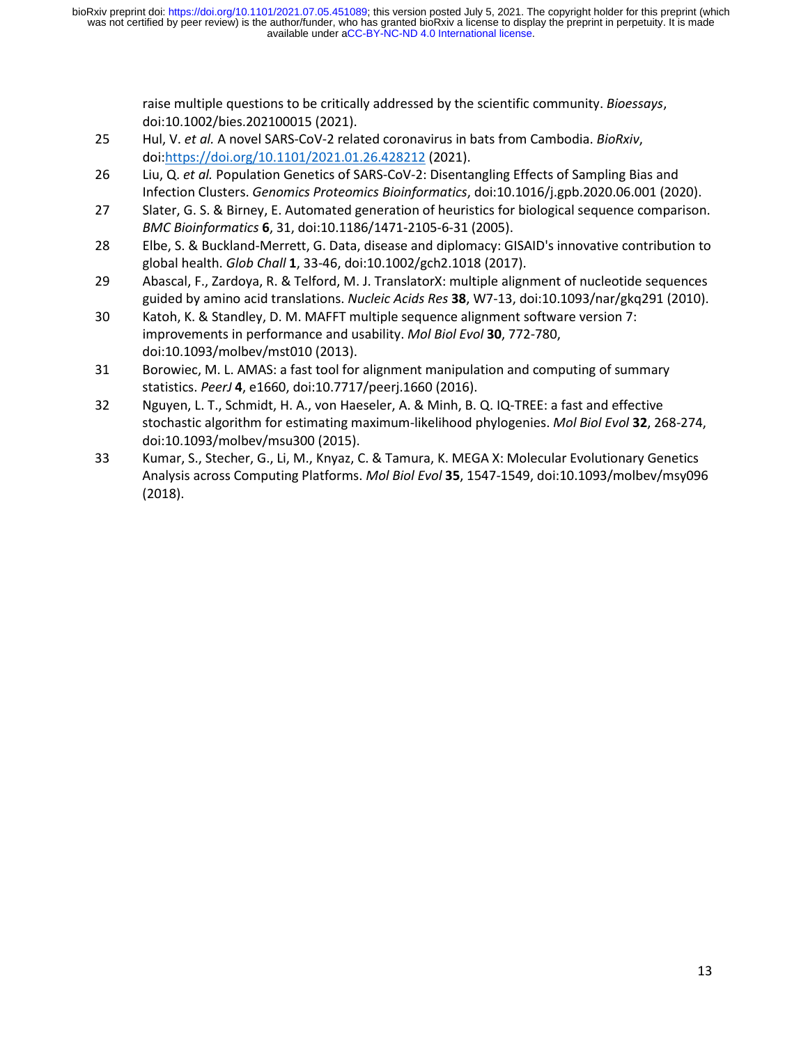raise multiple questions to be critically addressed by the scientific community. *Bioessays*, doi:10.1002/bies.202100015 (2021).

25. Hul, V. *et al.* A novel SARS-CoV-2 related coronavirus in bats from Cambodia. *BioRxiv*, doi:https://doi.org/10.1101/2021.01.26.428212 (2021).
26. Liu, Q. *et al.* Population Genetics of SARS-CoV-2: Disentangling Effects of Sampling Bias and Infection Clusters. *Genomics Proteomics Bioinformatics*, doi:10.1016/j.gpb.2020.06.001 (2020).
27. Slater, G. S. & Birney, E. Automated generation of heuristics for biological sequence comparison. *BMC Bioinformatics* **6**, 31, doi:10.1186/1471-2105-6-31 (2005).
28. Elbe, S. & Buckland-Merrett, G. Data, disease and diplomacy: GISAID's innovative contribution to global health. *Glob Chall* **1**, 33-46, doi:10.1002/gch2.1018 (2017).
29. Abascal, F., Zardoya, R. & Telford, M. J. TranslatorX: multiple alignment of nucleotide sequences guided by amino acid translations. *Nucleic Acids Res* **38**, W7-13, doi:10.1093/nar/gkq291 (2010).
30. Katoh, K. & Standley, D. M. MAFFT multiple sequence alignment software version 7: improvements in performance and usability. *Mol Biol Evol* **30**, 772-780, doi:10.1093/molbev/mst010 (2013).
31. Borowiec, M. L. AMAS: a fast tool for alignment manipulation and computing of summary statistics. *PeerJ* **4**, e1660, doi:10.7717/peerj.1660 (2016).
32. Nguyen, L. T., Schmidt, H. A., von Haeseler, A. & Minh, B. Q. IQ-TREE: a fast and effective stochastic algorithm for estimating maximum-likelihood phylogenies. *Mol Biol Evol* **32**, 268-274, doi:10.1093/molbev/msu300 (2015).
33. Kumar, S., Stecher, G., Li, M., Knyaz, C. & Tamura, K. MEGA X: Molecular Evolutionary Genetics Analysis across Computing Platforms. *Mol Biol Evol* **35**, 1547-1549, doi:10.1093/molbev/msy096 (2018).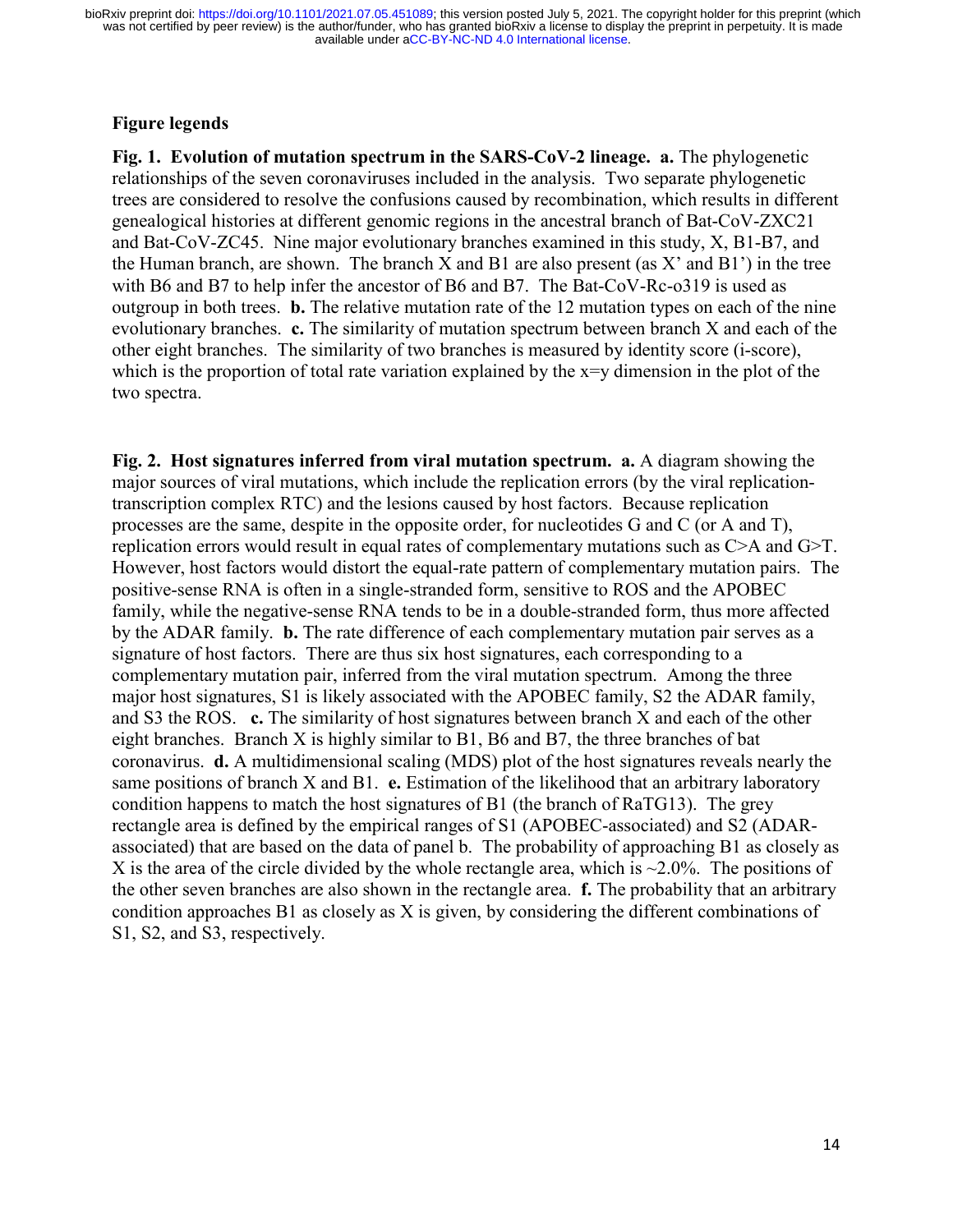## Figure legends

**Fig. 1. Evolution of mutation spectrum in the SARS-CoV-2 lineage. a.** The phylogenetic relationships of the seven coronaviruses included in the analysis. Two separate phylogenetic trees are considered to resolve the confusions caused by recombination, which results in different genealogical histories at different genomic regions in the ancestral branch of Bat-CoV-ZXC21 and Bat-CoV-ZC45. Nine major evolutionary branches examined in this study, X, B1-B7, and the Human branch, are shown. The branch X and B1 are also present (as X' and B1') in the tree with B6 and B7 to help infer the ancestor of B6 and B7. The Bat-CoV-Rc-o319 is used as outgroup in both trees. **b.** The relative mutation rate of the 12 mutation types on each of the nine evolutionary branches. **c.** The similarity of mutation spectrum between branch X and each of the other eight branches. The similarity of two branches is measured by identity score (i-score), which is the proportion of total rate variation explained by the x=y dimension in the plot of the two spectra.

**Fig. 2. Host signatures inferred from viral mutation spectrum. a.** A diagram showing the major sources of viral mutations, which include the replication errors (by the viral replication-transcription complex RTC) and the lesions caused by host factors. Because replication processes are the same, despite in the opposite order, for nucleotides G and C (or A and T), replication errors would result in equal rates of complementary mutations such as C>A and G>T. However, host factors would distort the equal-rate pattern of complementary mutation pairs. The positive-sense RNA is often in a single-stranded form, sensitive to ROS and the APOBEC family, while the negative-sense RNA tends to be in a double-stranded form, thus more affected by the ADAR family. **b.** The rate difference of each complementary mutation pair serves as a signature of host factors. There are thus six host signatures, each corresponding to a complementary mutation pair, inferred from the viral mutation spectrum. Among the three major host signatures, S1 is likely associated with the APOBEC family, S2 the ADAR family, and S3 the ROS. **c.** The similarity of host signatures between branch X and each of the other eight branches. Branch X is highly similar to B1, B6 and B7, the three branches of bat coronavirus. **d.** A multidimensional scaling (MDS) plot of the host signatures reveals nearly the same positions of branch X and B1. **e.** Estimation of the likelihood that an arbitrary laboratory condition happens to match the host signatures of B1 (the branch of RaTG13). The grey rectangle area is defined by the empirical ranges of S1 (APOBEC-associated) and S2 (ADAR-associated) that are based on the data of panel b. The probability of approaching B1 as closely as X is the area of the circle divided by the whole rectangle area, which is ~2.0%. The positions of the other seven branches are also shown in the rectangle area. **f.** The probability that an arbitrary condition approaches B1 as closely as X is given, by considering the different combinations of S1, S2, and S3, respectively.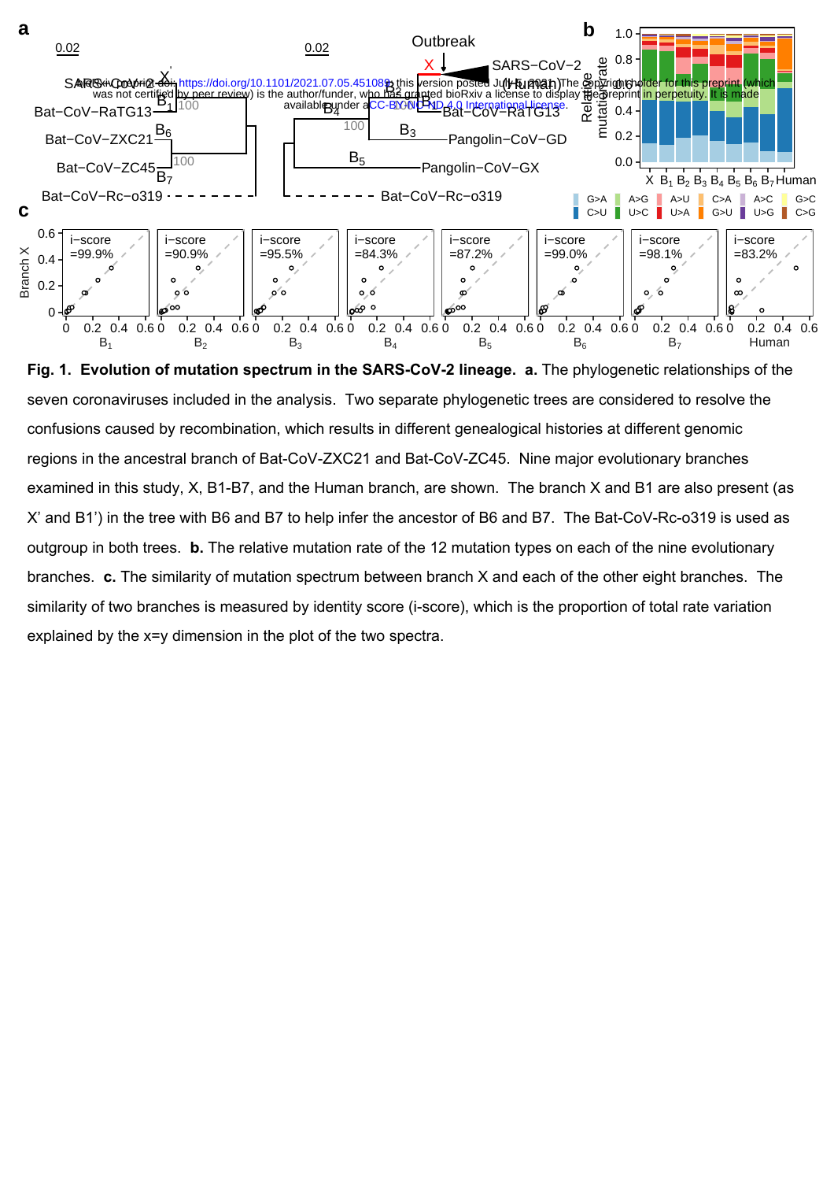**Fig. 1. Evolution of mutation spectrum in the SARS-CoV-2 lineage. a.** The phylogenetic relationships of the seven coronaviruses included in the analysis. Two separate phylogenetic trees are considered to resolve the confusions caused by recombination, which results in different genealogical histories at different genomic regions in the ancestral branch of Bat-CoV-ZXC21 and Bat-CoV-ZC45. Nine major evolutionary branches examined in this study, X, B1-B7, and the Human branch, are shown. The branch X and B1 are also present (as X' and B1') in the tree with B6 and B7 to help infer the ancestor of B6 and B7. The Bat-CoV-Rc-o319 is used as outgroup in both trees. **b.** The relative mutation rate of the 12 mutation types on each of the nine evolutionary branches. **c.** The similarity of mutation spectrum between branch X and each of the other eight branches. The similarity of two branches is measured by identity score (i-score), which is the proportion of total rate variation explained by the x=y dimension in the plot of the two spectra.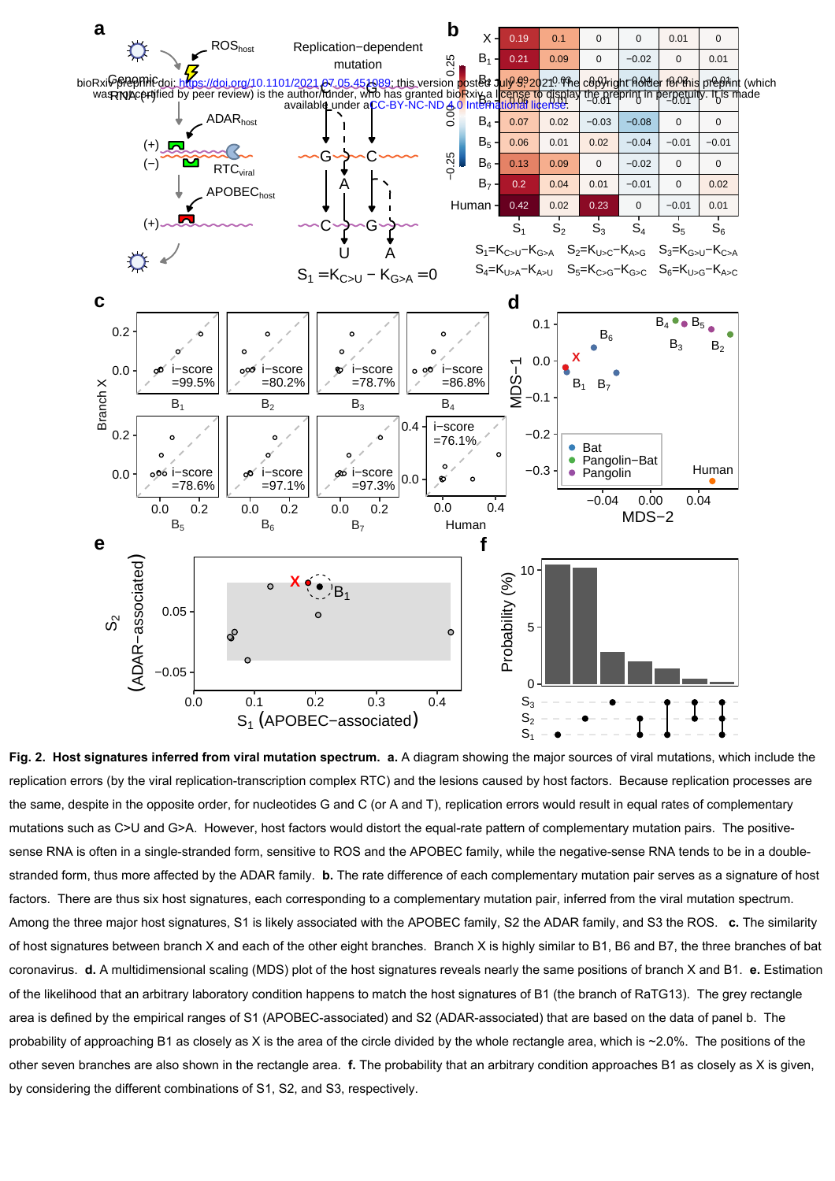a

ROS$_{host}$

Replication−dependent mutation

Genomic RNA (+)

ADAR$_{host}$

(+)

(−)

RTC$_{viral}$

APOBEC$_{host}$

(+)

$S_1 = K_{C>U} - K_{G>A} = 0$

b

| | $S_1$ | $S_2$ | $S_3$ | $S_4$ | $S_5$ | $S_6$ |
|---|---|---|---|---|---|---|
| X | 0.19 | 0.1 | 0 | 0 | 0.01 | 0 |
| $B_1$ | 0.21 | 0.09 | 0 | −0.02 | 0 | 0.01 |
| $B_2$ | 0.09 | 0.03 | 0.01 | −0.04 | 0.02 | −0.01 |
| $B_3$ | 0.06 | −0.01 | −0.01 | 0 | −0.01 | 0 |
| $B_4$ | 0.07 | 0.02 | −0.03 | −0.08 | 0 | 0 |
| $B_5$ | 0.06 | 0.01 | 0.02 | −0.04 | −0.01 | −0.01 |
| $B_6$ | 0.13 | 0.09 | 0 | −0.02 | 0 | 0 |
| $B_7$ | 0.2 | 0.04 | 0.01 | −0.01 | 0 | 0.02 |
| Human | 0.42 | 0.02 | 0.23 | 0 | −0.01 | 0.01 |

$S_1=K_{C>U}-K_{G>A}$ $S_2=K_{U>C}-K_{A>G}$ $S_3=K_{G>U}-K_{C>A}$

$S_4=K_{U>A}-K_{A>U}$ $S_5=K_{C>G}-K_{G>C}$ $S_6=K_{U>G}-K_{A>C}$

c

Branch X

i−score =99.5% ($B_1$); i−score =80.2% ($B_2$); i−score =78.7% ($B_3$); i−score =86.8% ($B_4$); i−score =78.6% ($B_5$); i−score =97.1% ($B_6$); i−score =97.3% ($B_7$); i−score =76.1% (Human)

d

MDS−1, MDS−2

Bat, Pangolin−Bat, Pangolin, Human

e

$S_2$ (ADAR−associated)

$S_1$ (APOBEC−associated)

f

Probability (%)

**Fig. 2. Host signatures inferred from viral mutation spectrum. a.** A diagram showing the major sources of viral mutations, which include the replication errors (by the viral replication-transcription complex RTC) and the lesions caused by host factors. Because replication processes are the same, despite in the opposite order, for nucleotides G and C (or A and T), replication errors would result in equal rates of complementary mutations such as C>U and G>A. However, host factors would distort the equal-rate pattern of complementary mutation pairs. The positive-sense RNA is often in a single-stranded form, sensitive to ROS and the APOBEC family, while the negative-sense RNA tends to be in a double-stranded form, thus more affected by the ADAR family. **b.** The rate difference of each complementary mutation pair serves as a signature of host factors. There are thus six host signatures, each corresponding to a complementary mutation pair, inferred from the viral mutation spectrum. Among the three major host signatures, S1 is likely associated with the APOBEC family, S2 the ADAR family, and S3 the ROS. **c.** The similarity of host signatures between branch X and each of the other eight branches. Branch X is highly similar to B1, B6 and B7, the three branches of bat coronavirus. **d.** A multidimensional scaling (MDS) plot of the host signatures reveals nearly the same positions of branch X and B1. **e.** Estimation of the likelihood that an arbitrary laboratory condition happens to match the host signatures of B1 (the branch of RaTG13). The grey rectangle area is defined by the empirical ranges of S1 (APOBEC-associated) and S2 (ADAR-associated) that are based on the data of panel b. The probability of approaching B1 as closely as X is the area of the circle divided by the whole rectangle area, which is ~2.0%. The positions of the other seven branches are also shown in the rectangle area. **f.** The probability that an arbitrary condition approaches B1 as closely as X is given, by considering the different combinations of S1, S2, and S3, respectively.